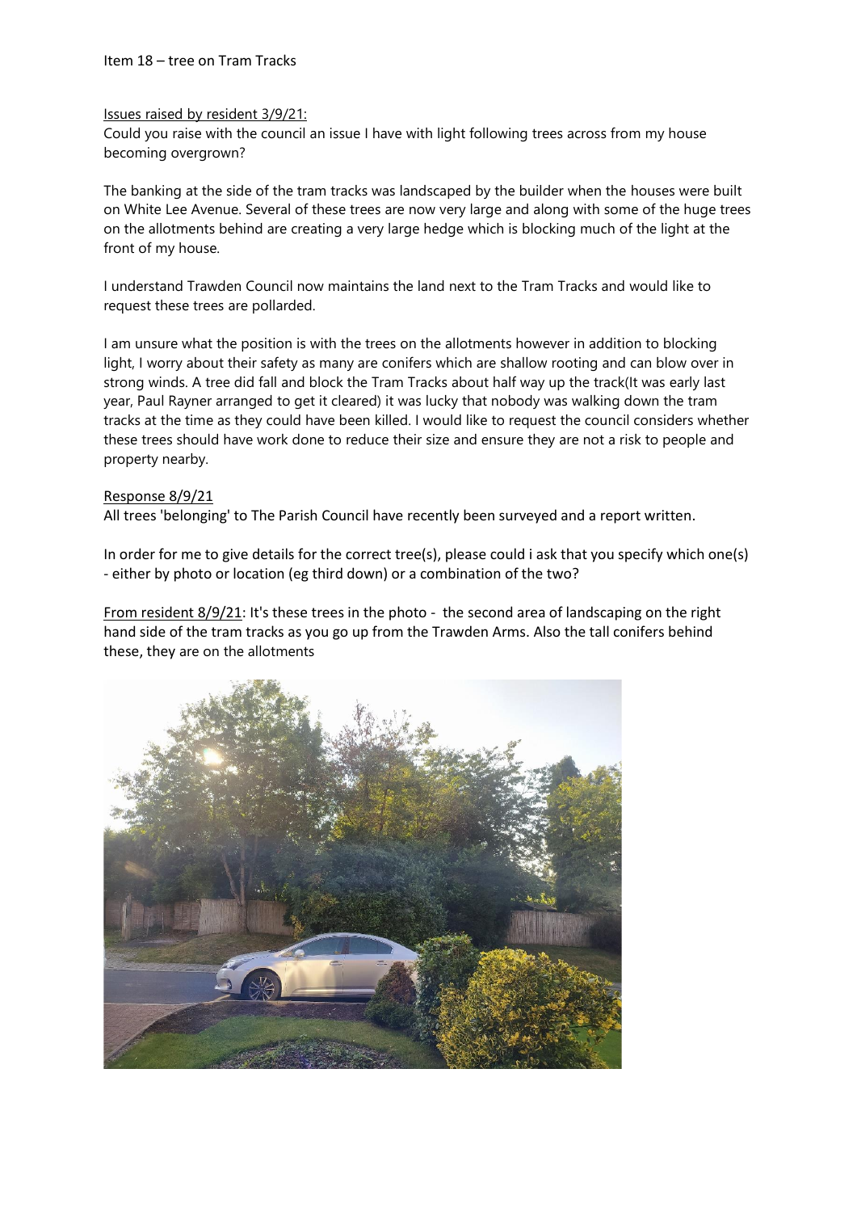Item 18 – tree on Tram Tracks

Issues raised by resident 3/9/21:

Could you raise with the council an issue I have with light following trees across from my house becoming overgrown?

The banking at the side of the tram tracks was landscaped by the builder when the houses were built on White Lee Avenue. Several of these trees are now very large and along with some of the huge trees on the allotments behind are creating a very large hedge which is blocking much of the light at the front of my house.

I understand Trawden Council now maintains the land next to the Tram Tracks and would like to request these trees are pollarded.

I am unsure what the position is with the trees on the allotments however in addition to blocking light, I worry about their safety as many are conifers which are shallow rooting and can blow over in strong winds. A tree did fall and block the Tram Tracks about half way up the track(It was early last year, Paul Rayner arranged to get it cleared) it was lucky that nobody was walking down the tram tracks at the time as they could have been killed. I would like to request the council considers whether these trees should have work done to reduce their size and ensure they are not a risk to people and property nearby.

Response 8/9/21

All trees 'belonging' to The Parish Council have recently been surveyed and a report written.

In order for me to give details for the correct tree(s), please could i ask that you specify which one(s) - either by photo or location (eg third down) or a combination of the two?

From resident 8/9/21: It's these trees in the photo - the second area of landscaping on the right hand side of the tram tracks as you go up from the Trawden Arms. Also the tall conifers behind these, they are on the allotments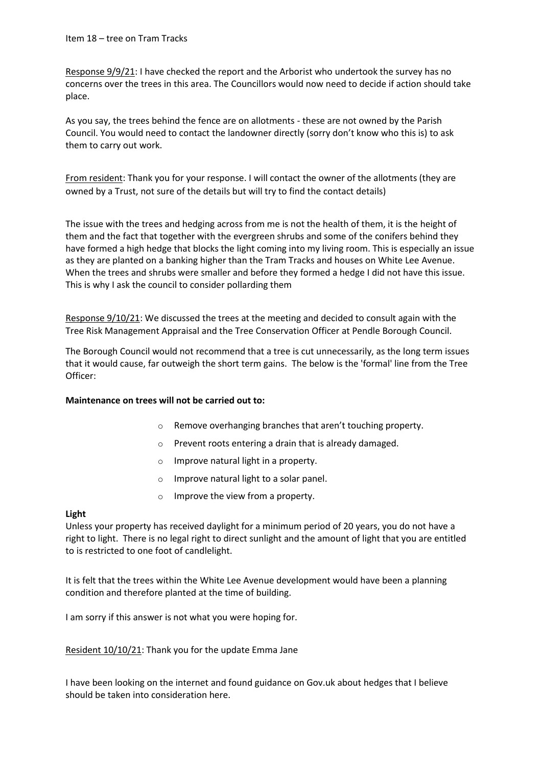Item 18 – tree on Tram Tracks

<u>Response 9/9/21</u>: I have checked the report and the Arborist who undertook the survey has no concerns over the trees in this area. The Councillors would now need to decide if action should take place.

As you say, the trees behind the fence are on allotments - these are not owned by the Parish Council. You would need to contact the landowner directly (sorry don't know who this is) to ask them to carry out work.

<u>From resident</u>: Thank you for your response. I will contact the owner of the allotments (they are owned by a Trust, not sure of the details but will try to find the contact details)

The issue with the trees and hedging across from me is not the health of them, it is the height of them and the fact that together with the evergreen shrubs and some of the conifers behind they have formed a high hedge that blocks the light coming into my living room. This is especially an issue as they are planted on a banking higher than the Tram Tracks and houses on White Lee Avenue. When the trees and shrubs were smaller and before they formed a hedge I did not have this issue. This is why I ask the council to consider pollarding them

<u>Response 9/10/21</u>: We discussed the trees at the meeting and decided to consult again with the Tree Risk Management Appraisal and the Tree Conservation Officer at Pendle Borough Council.

The Borough Council would not recommend that a tree is cut unnecessarily, as the long term issues that it would cause, far outweigh the short term gains. The below is the 'formal' line from the Tree Officer:

**Maintenance on trees will not be carried out to:**

- Remove overhanging branches that aren't touching property.
- Prevent roots entering a drain that is already damaged.
- Improve natural light in a property.
- Improve natural light to a solar panel.
- Improve the view from a property.

**Light**
Unless your property has received daylight for a minimum period of 20 years, you do not have a right to light. There is no legal right to direct sunlight and the amount of light that you are entitled to is restricted to one foot of candlelight.

It is felt that the trees within the White Lee Avenue development would have been a planning condition and therefore planted at the time of building.

I am sorry if this answer is not what you were hoping for.

<u>Resident 10/10/21</u>: Thank you for the update Emma Jane

I have been looking on the internet and found guidance on Gov.uk about hedges that I believe should be taken into consideration here.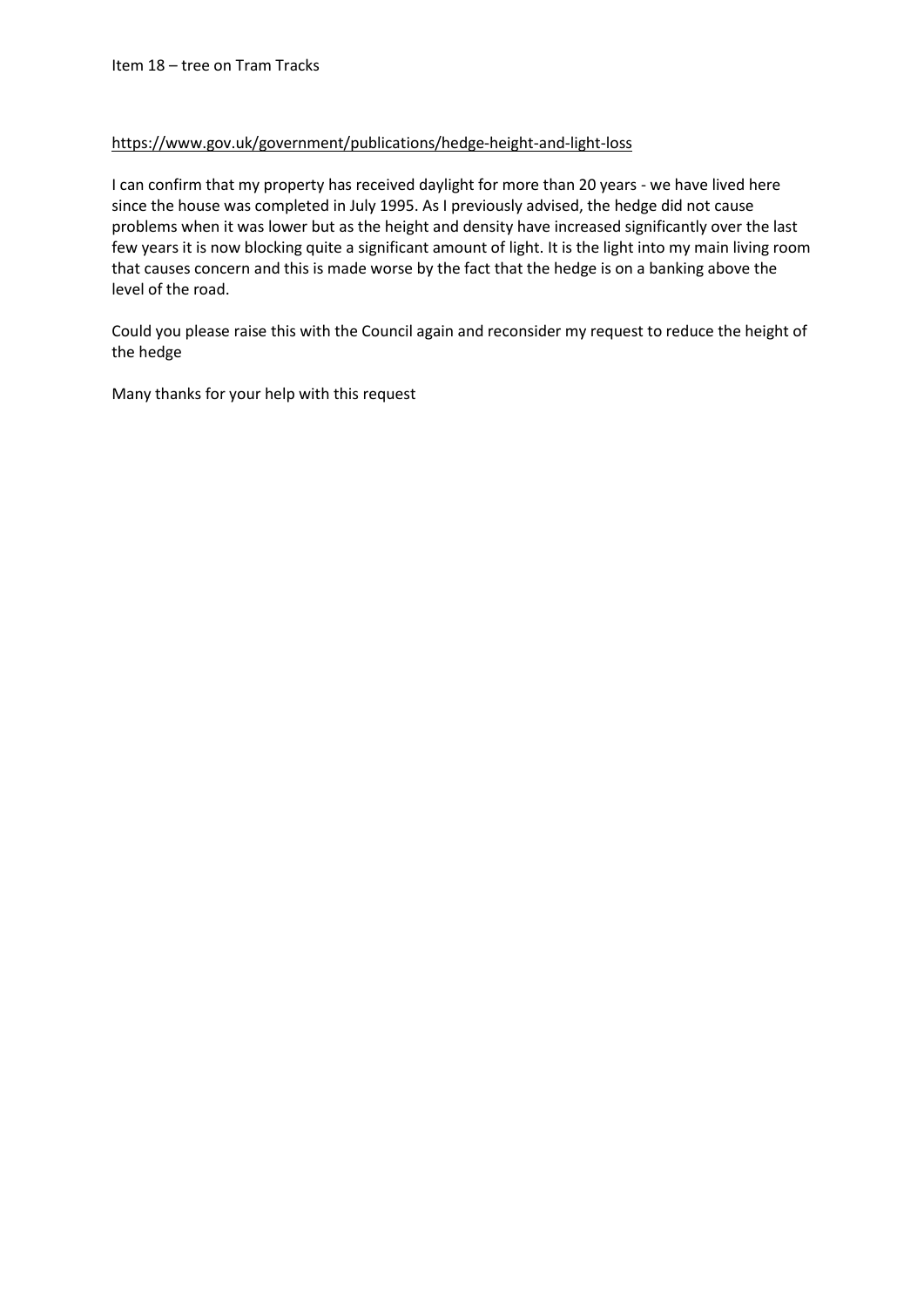Item 18 – tree on Tram Tracks

https://www.gov.uk/government/publications/hedge-height-and-light-loss

I can confirm that my property has received daylight for more than 20 years - we have lived here since the house was completed in July 1995. As I previously advised, the hedge did not cause problems when it was lower but as the height and density have increased significantly over the last few years it is now blocking quite a significant amount of light. It is the light into my main living room that causes concern and this is made worse by the fact that the hedge is on a banking above the level of the road.

Could you please raise this with the Council again and reconsider my request to reduce the height of the hedge

Many thanks for your help with this request